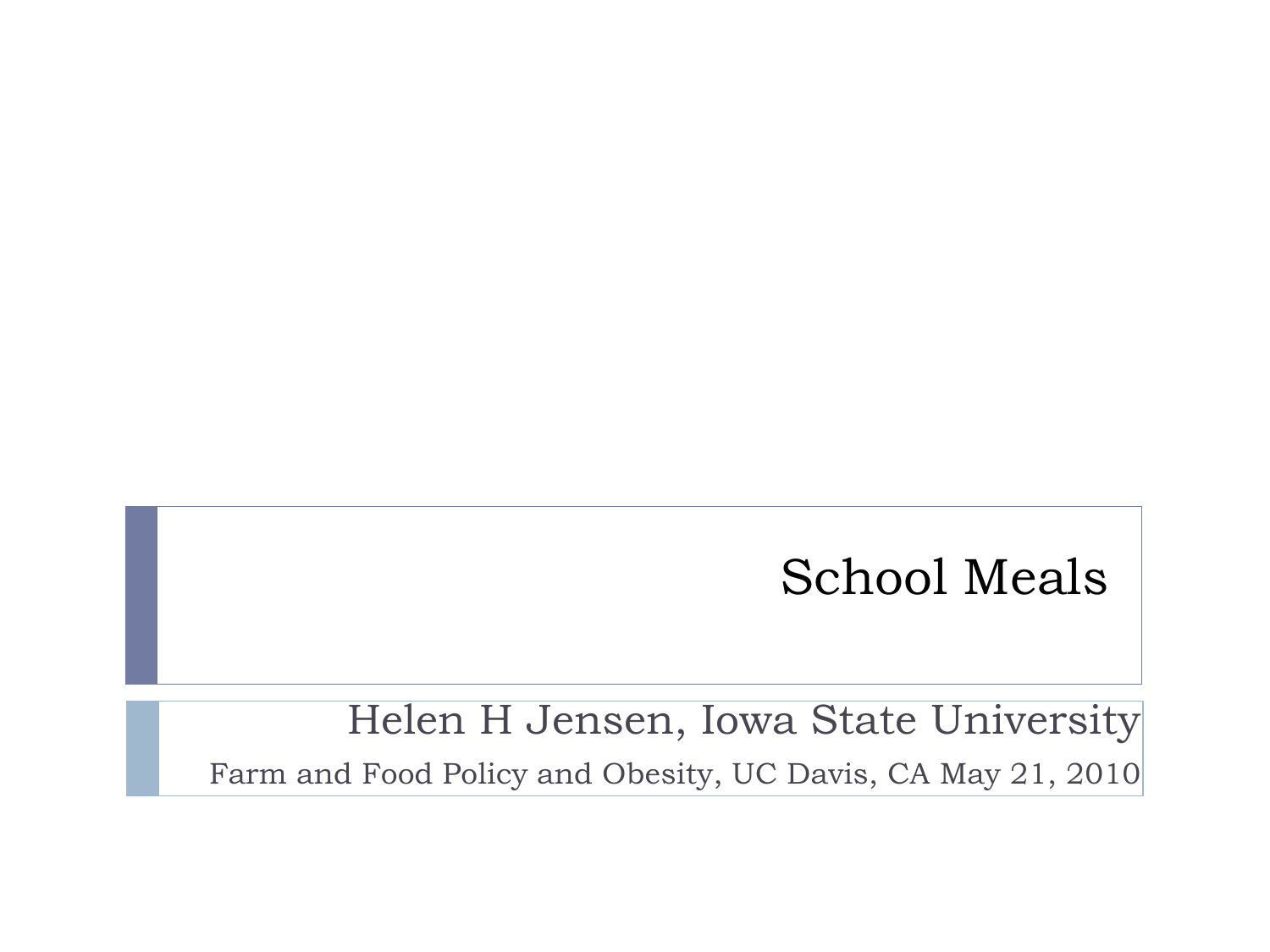# School Meals

Helen H Jensen, Iowa State University

Farm and Food Policy and Obesity, UC Davis, CA May 21, 2010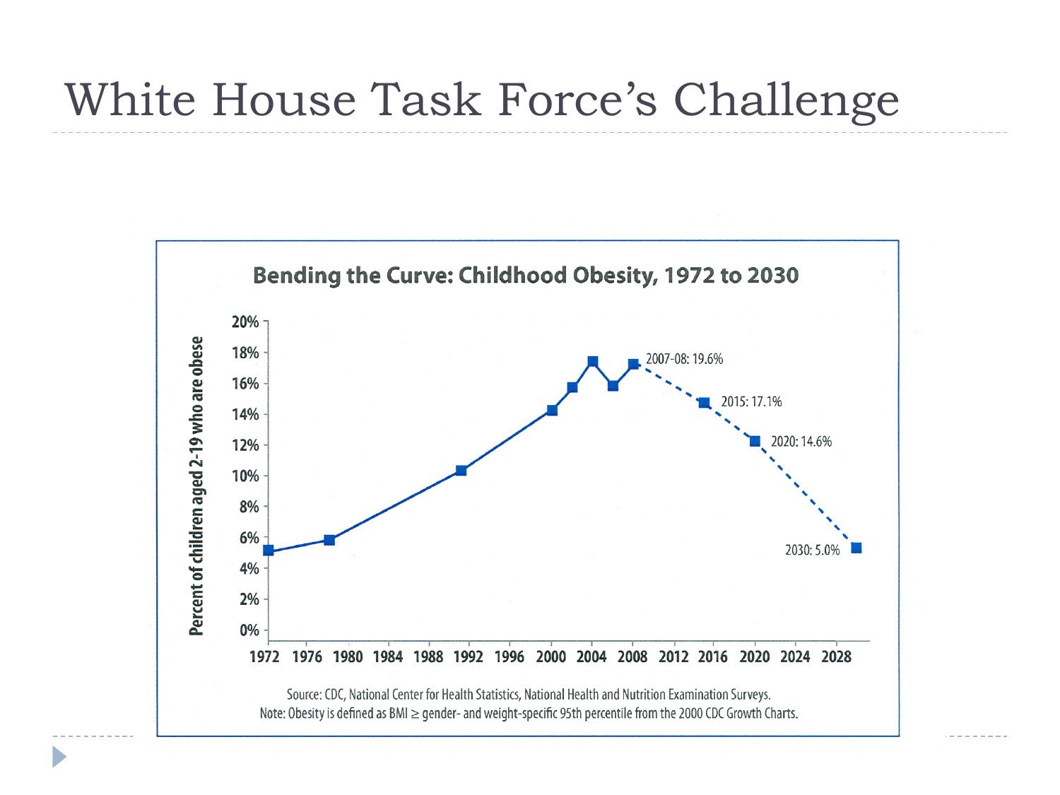# White House Task Force's Challenge

**Bending the Curve: Childhood Obesity, 1972 to 2030**

Percent of children aged 2-19 who are obese

2007-08: 19.6%

2015: 17.1%

2020: 14.6%

2030: 5.0%

Source: CDC, National Center for Health Statistics, National Health and Nutrition Examination Surveys.
Note: Obesity is defined as BMI ≥ gender- and weight-specific 95th percentile from the 2000 CDC Growth Charts.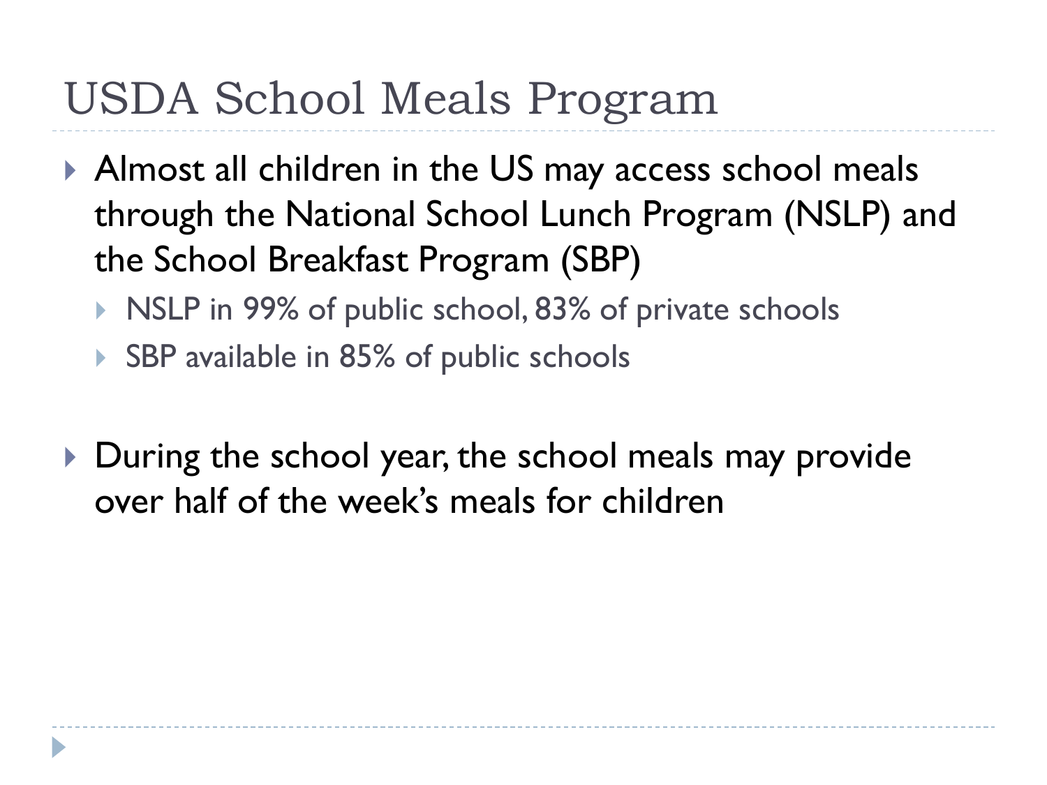# USDA School Meals Program

- Almost all children in the US may access school meals through the National School Lunch Program (NSLP) and the School Breakfast Program (SBP)
  - NSLP in 99% of public school, 83% of private schools
  - SBP available in 85% of public schools

- During the school year, the school meals may provide over half of the week's meals for children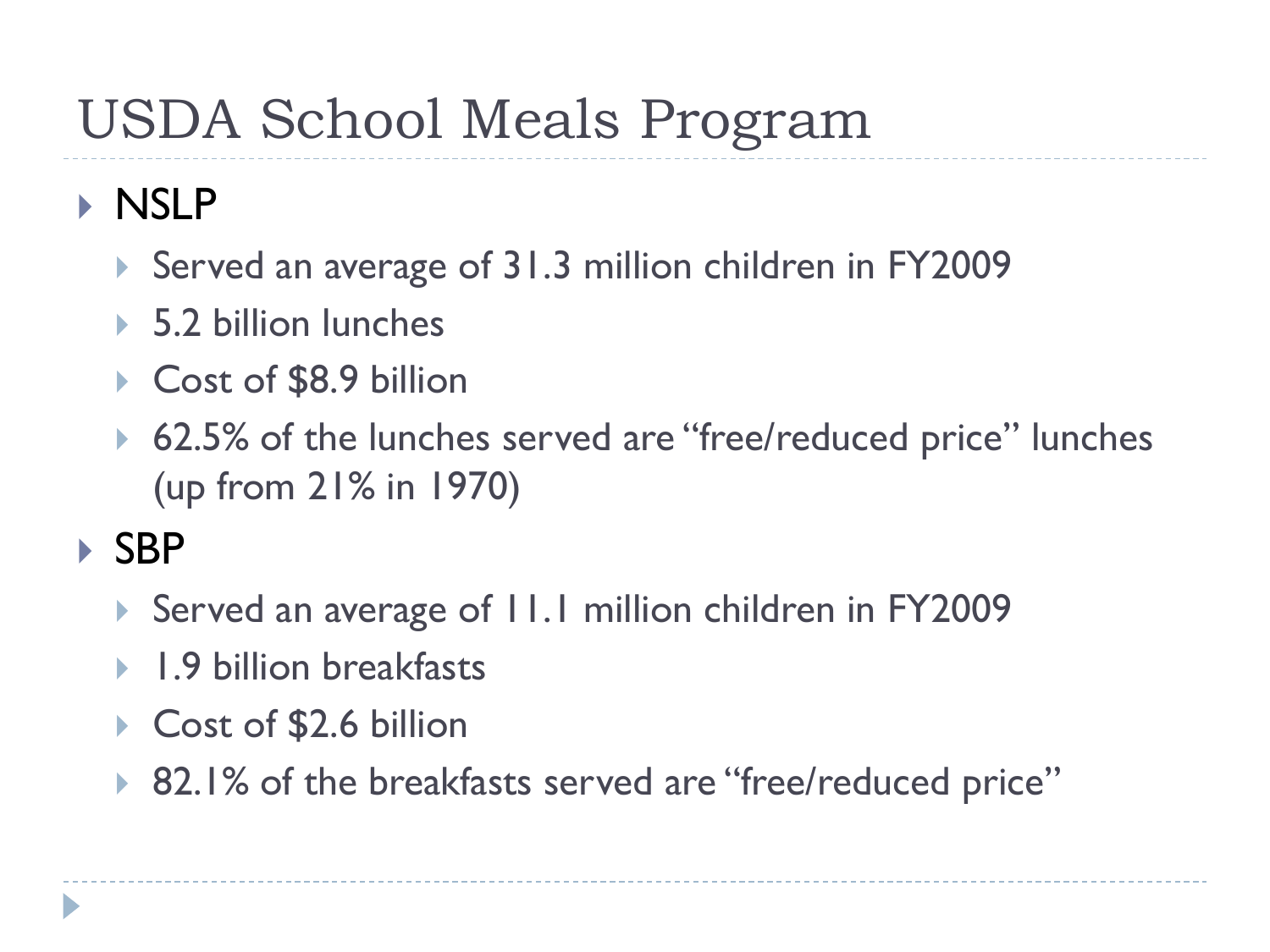# USDA School Meals Program

- NSLP
  - Served an average of 31.3 million children in FY2009
  - 5.2 billion lunches
  - Cost of $8.9 billion
  - 62.5% of the lunches served are "free/reduced price" lunches (up from 21% in 1970)
- SBP
  - Served an average of 11.1 million children in FY2009
  - 1.9 billion breakfasts
  - Cost of $2.6 billion
  - 82.1% of the breakfasts served are "free/reduced price"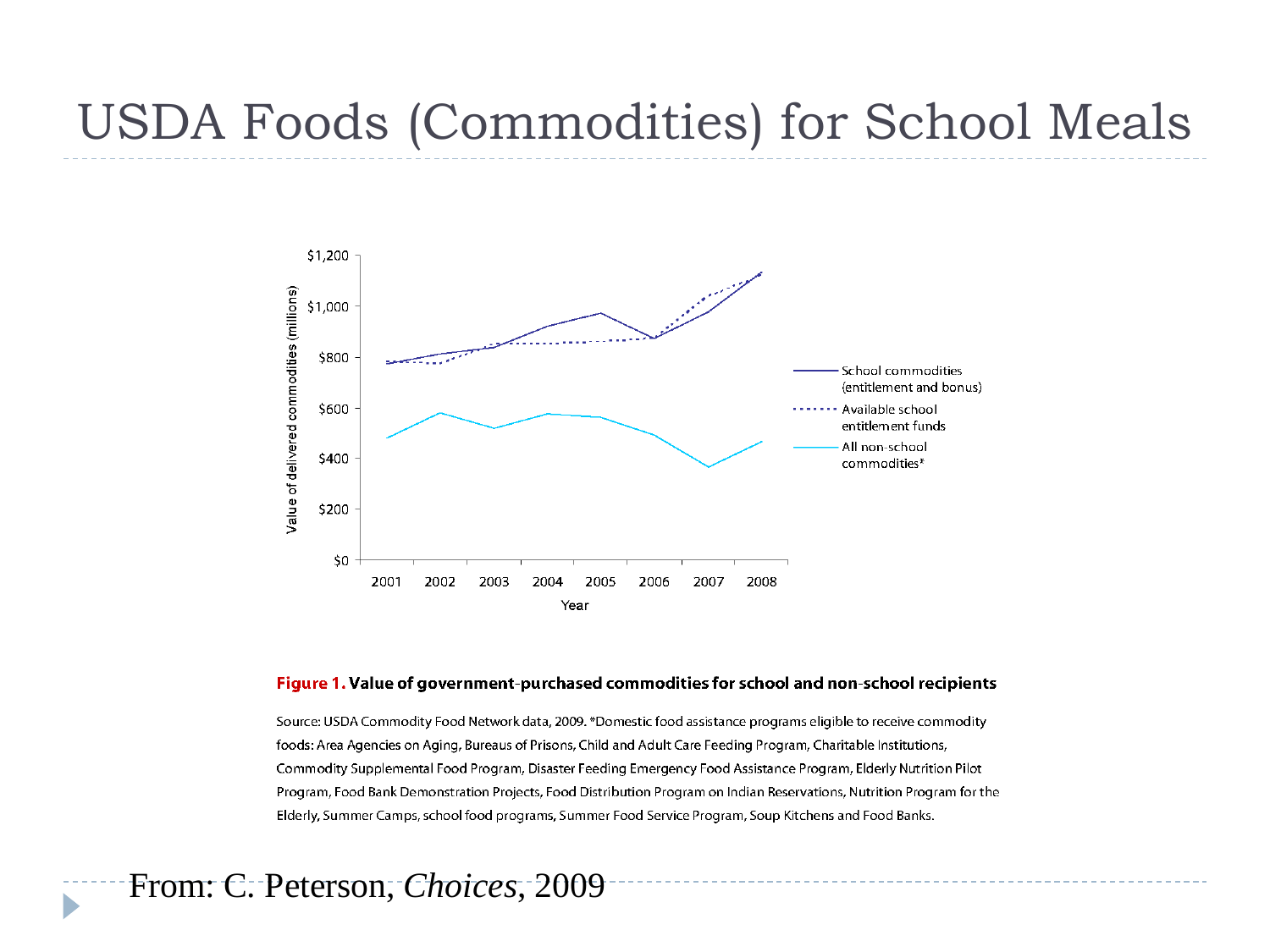# USDA Foods (Commodities) for School Meals

**Figure 1.** **Value of government-purchased commodities for school and non-school recipients**

Source: USDA Commodity Food Network data, 2009. *Domestic food assistance programs eligible to receive commodity foods: Area Agencies on Aging, Bureaus of Prisons, Child and Adult Care Feeding Program, Charitable Institutions, Commodity Supplemental Food Program, Disaster Feeding Emergency Food Assistance Program, Elderly Nutrition Pilot Program, Food Bank Demonstration Projects, Food Distribution Program on Indian Reservations, Nutrition Program for the Elderly, Summer Camps, school food programs, Summer Food Service Program, Soup Kitchens and Food Banks.

From: C. Peterson, *Choices*, 2009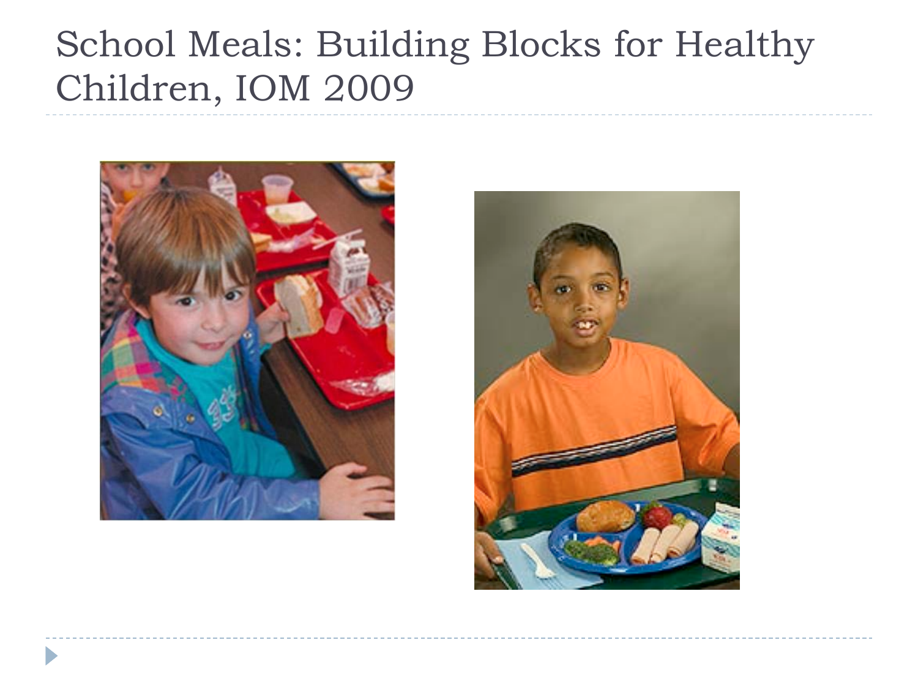# School Meals: Building Blocks for Healthy Children, IOM 2009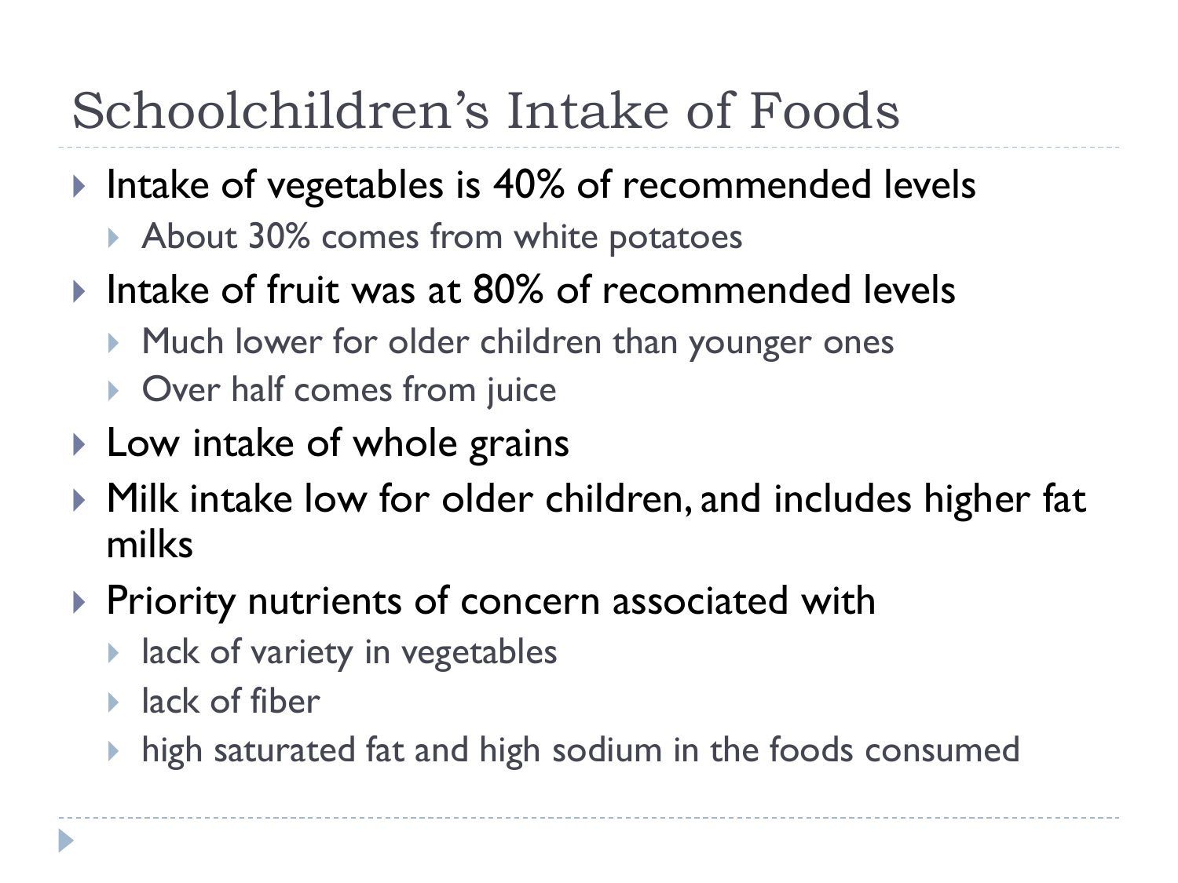# Schoolchildren's Intake of Foods

- Intake of vegetables is 40% of recommended levels
  - About 30% comes from white potatoes
- Intake of fruit was at 80% of recommended levels
  - Much lower for older children than younger ones
  - Over half comes from juice
- Low intake of whole grains
- Milk intake low for older children, and includes higher fat milks
- Priority nutrients of concern associated with
  - lack of variety in vegetables
  - lack of fiber
  - high saturated fat and high sodium in the foods consumed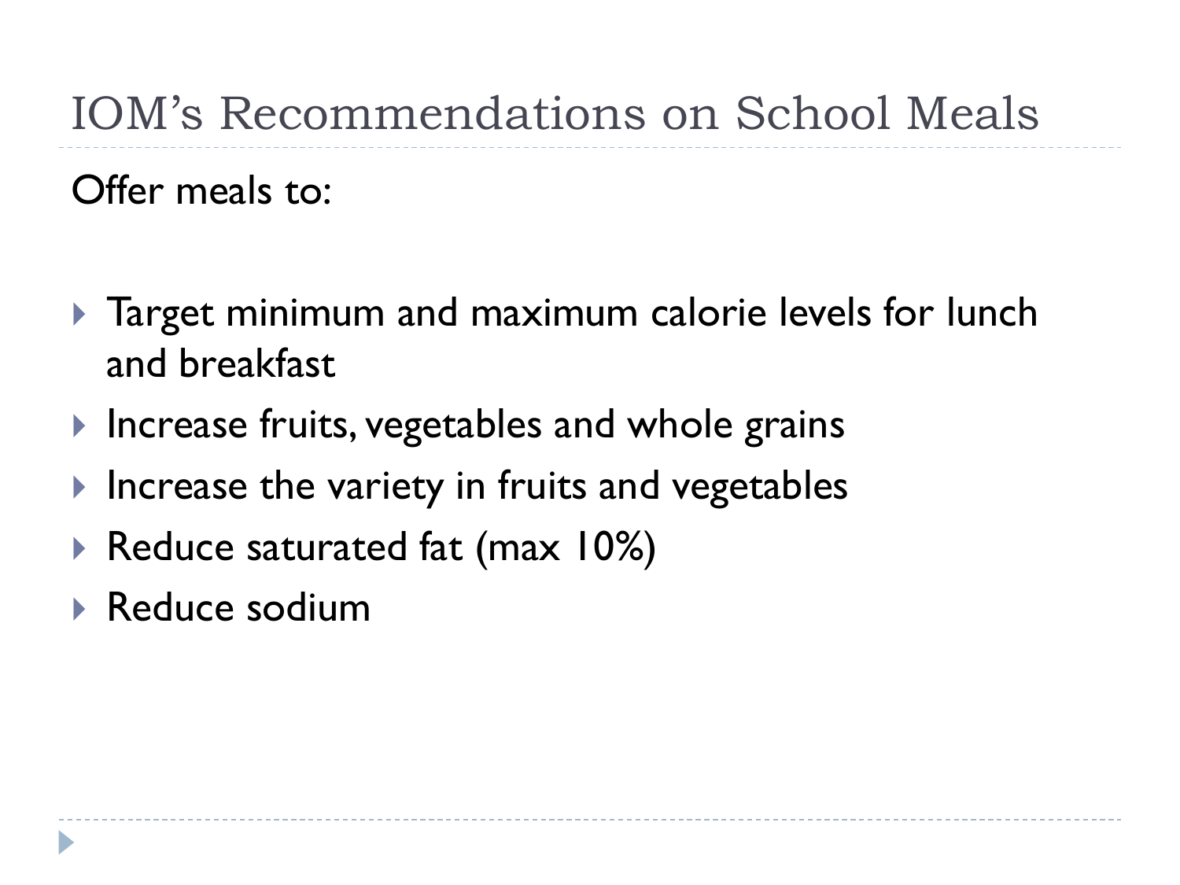# IOM's Recommendations on School Meals

Offer meals to:

- Target minimum and maximum calorie levels for lunch and breakfast
- Increase fruits, vegetables and whole grains
- Increase the variety in fruits and vegetables
- Reduce saturated fat (max 10%)
- Reduce sodium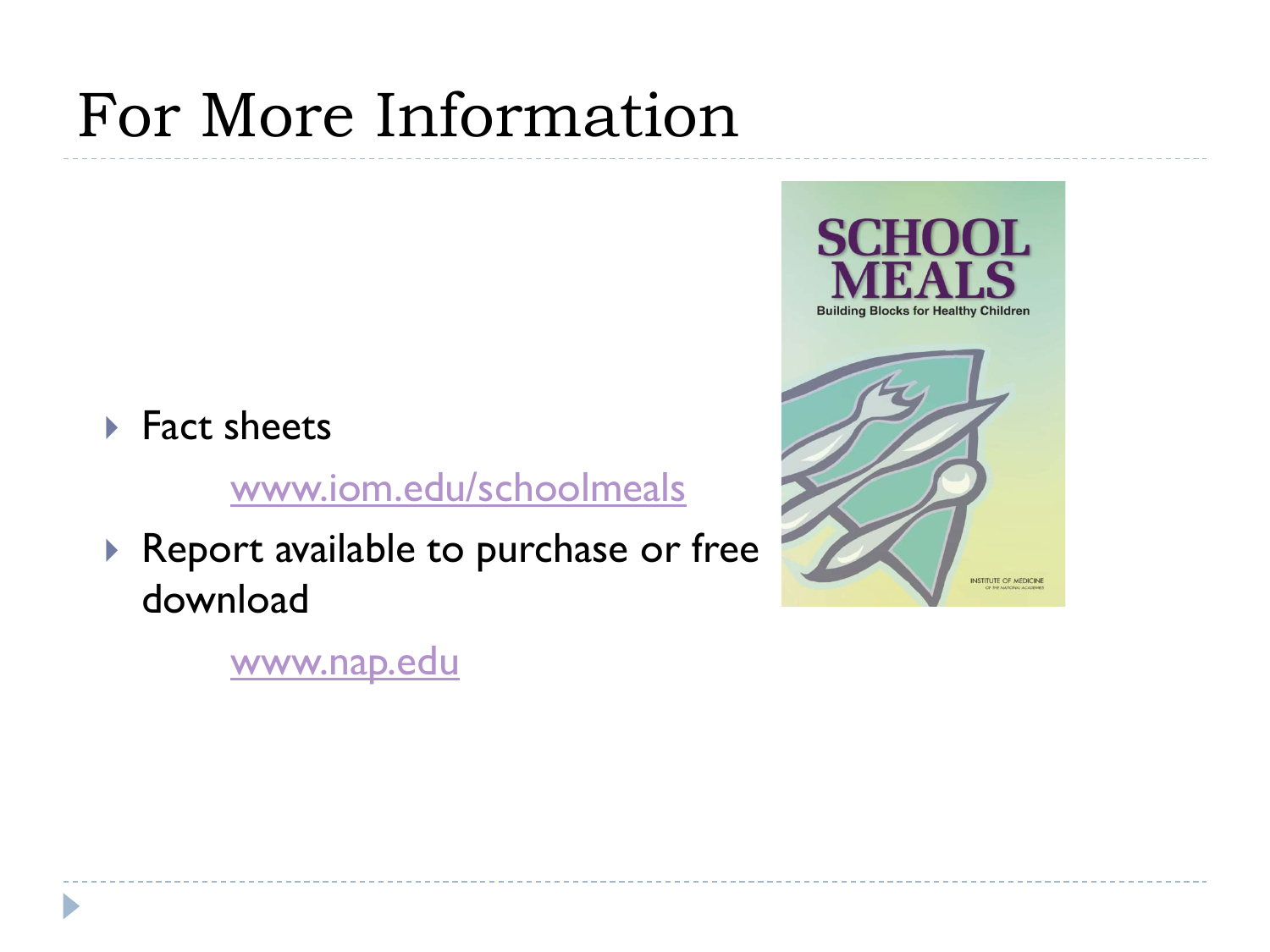# For More Information

- Fact sheets

  www.iom.edu/schoolmeals

- Report available to purchase or free download

  www.nap.edu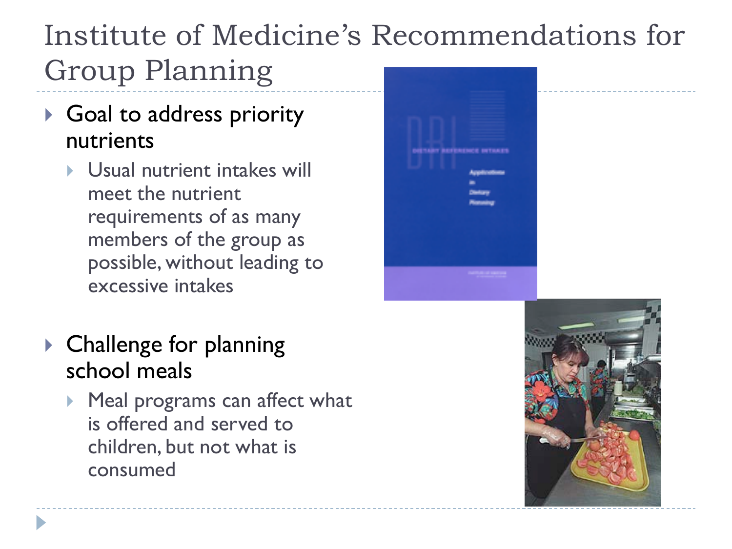# Institute of Medicine's Recommendations for Group Planning

- Goal to address priority nutrients
  - Usual nutrient intakes will meet the nutrient requirements of as many members of the group as possible, without leading to excessive intakes

- Challenge for planning school meals
  - Meal programs can affect what is offered and served to children, but not what is consumed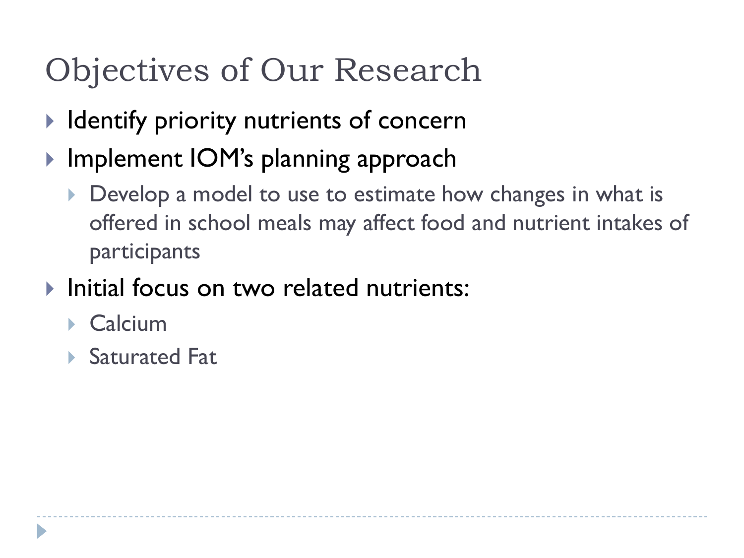# Objectives of Our Research

- Identify priority nutrients of concern
- Implement IOM's planning approach
  - Develop a model to use to estimate how changes in what is offered in school meals may affect food and nutrient intakes of participants
- Initial focus on two related nutrients:
  - Calcium
  - Saturated Fat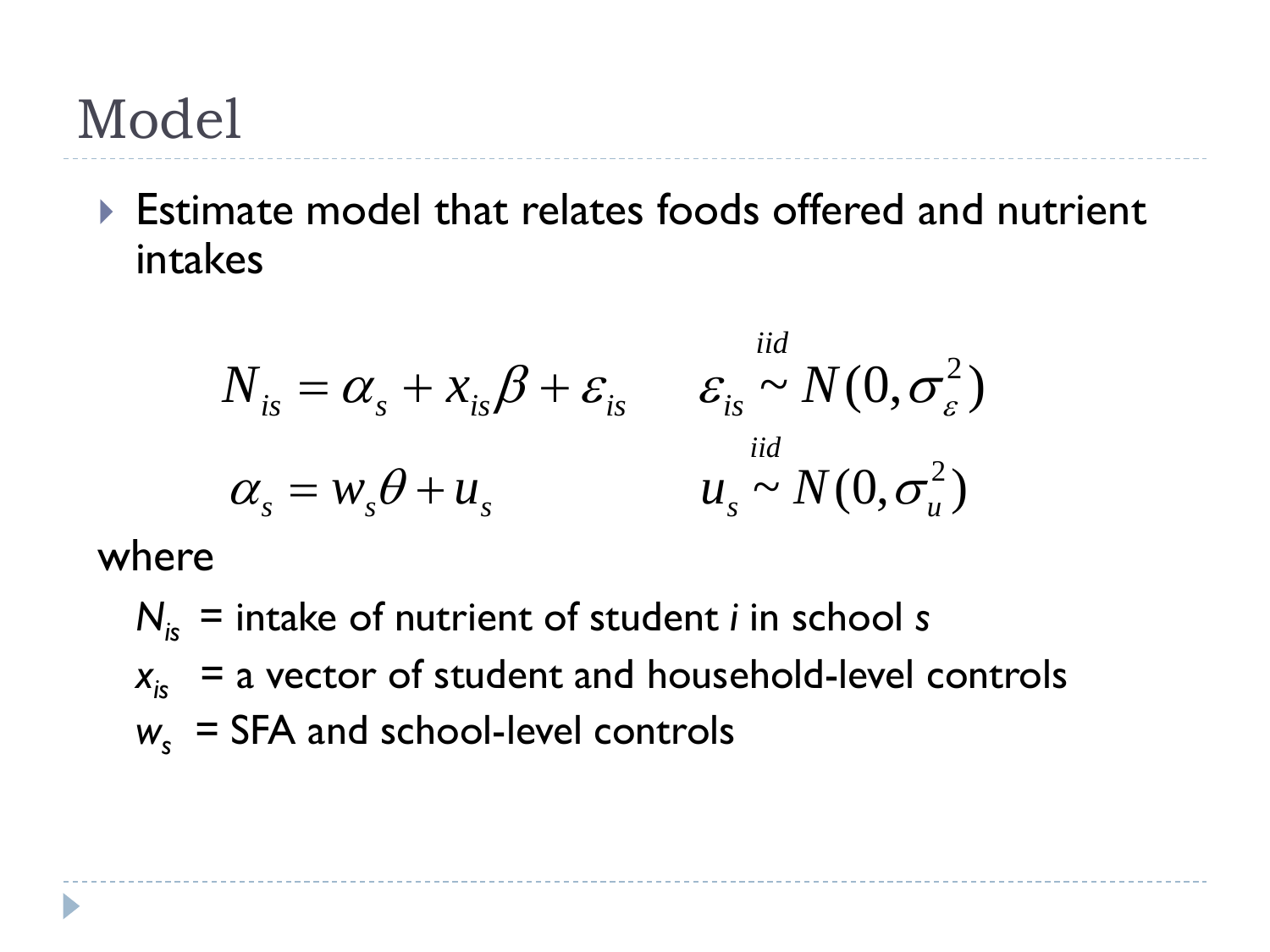# Model

- Estimate model that relates foods offered and nutrient intakes

$$N_{is} = \alpha_s + x_{is}\beta + \varepsilon_{is} \qquad \varepsilon_{is} \overset{iid}{\sim} N(0, \sigma_\varepsilon^2)$$

$$\alpha_s = w_s\theta + u_s \qquad u_s \overset{iid}{\sim} N(0, \sigma_u^2)$$

where

$N_{is}$ = intake of nutrient of student *i* in school *s*

$x_{is}$ = a vector of student and household-level controls

$w_s$ = SFA and school-level controls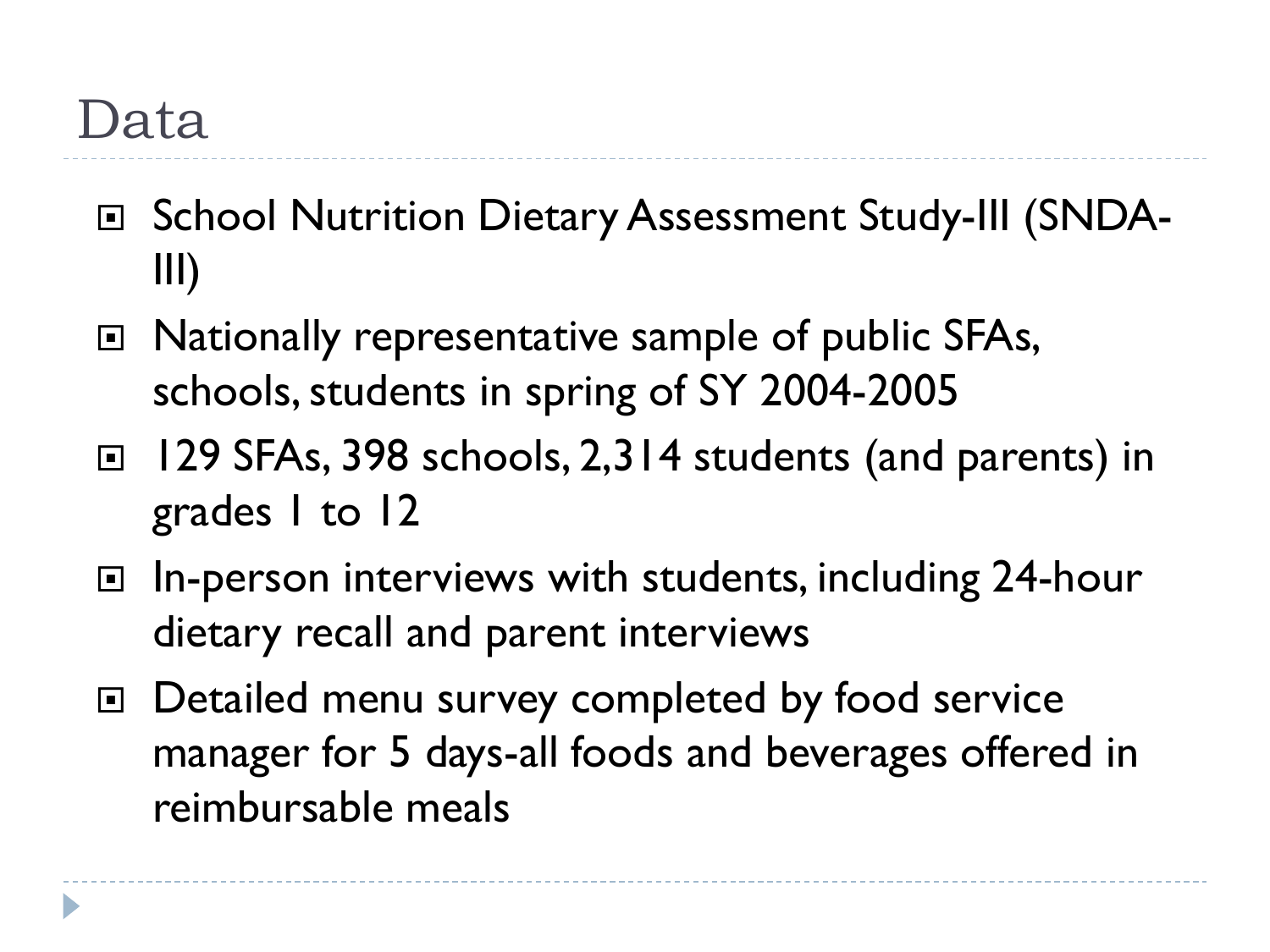# Data

- School Nutrition Dietary Assessment Study-III (SNDA-III)
- Nationally representative sample of public SFAs, schools, students in spring of SY 2004-2005
- 129 SFAs, 398 schools, 2,314 students (and parents) in grades 1 to 12
- In-person interviews with students, including 24-hour dietary recall and parent interviews
- Detailed menu survey completed by food service manager for 5 days-all foods and beverages offered in reimbursable meals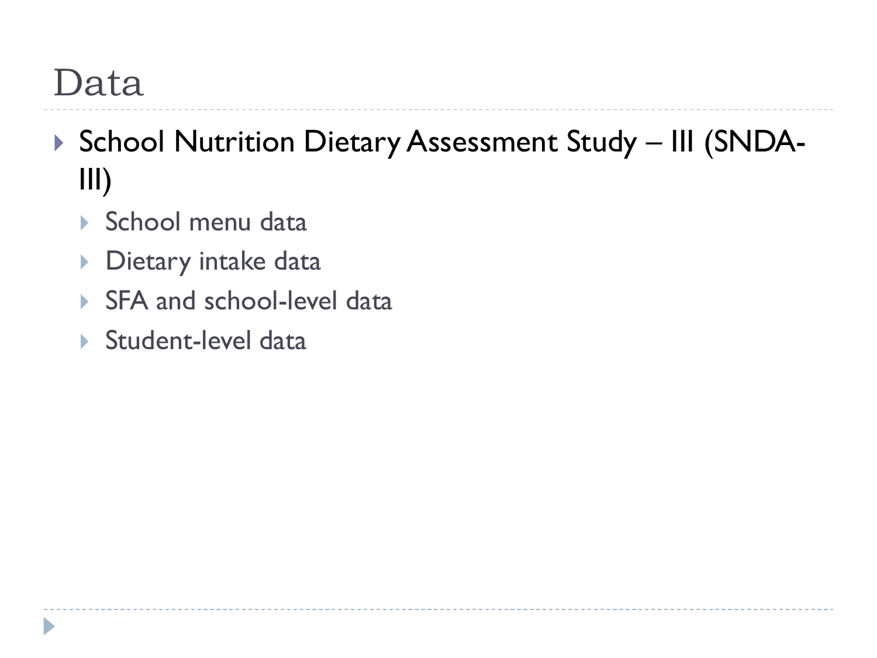# Data

- School Nutrition Dietary Assessment Study – III (SNDA-III)
  - School menu data
  - Dietary intake data
  - SFA and school-level data
  - Student-level data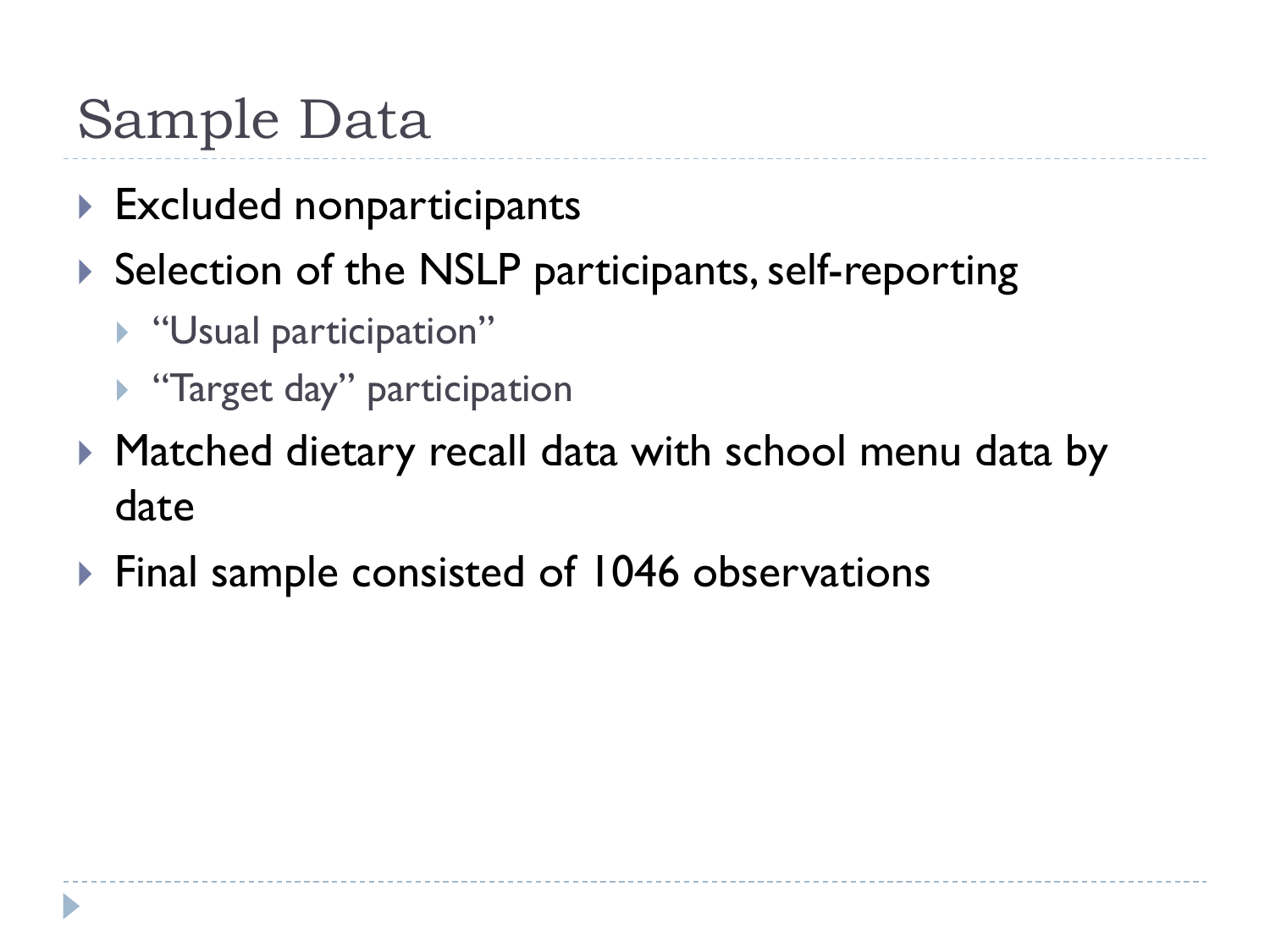# Sample Data

- Excluded nonparticipants
- Selection of the NSLP participants, self-reporting
  - "Usual participation"
  - "Target day" participation
- Matched dietary recall data with school menu data by date
- Final sample consisted of 1046 observations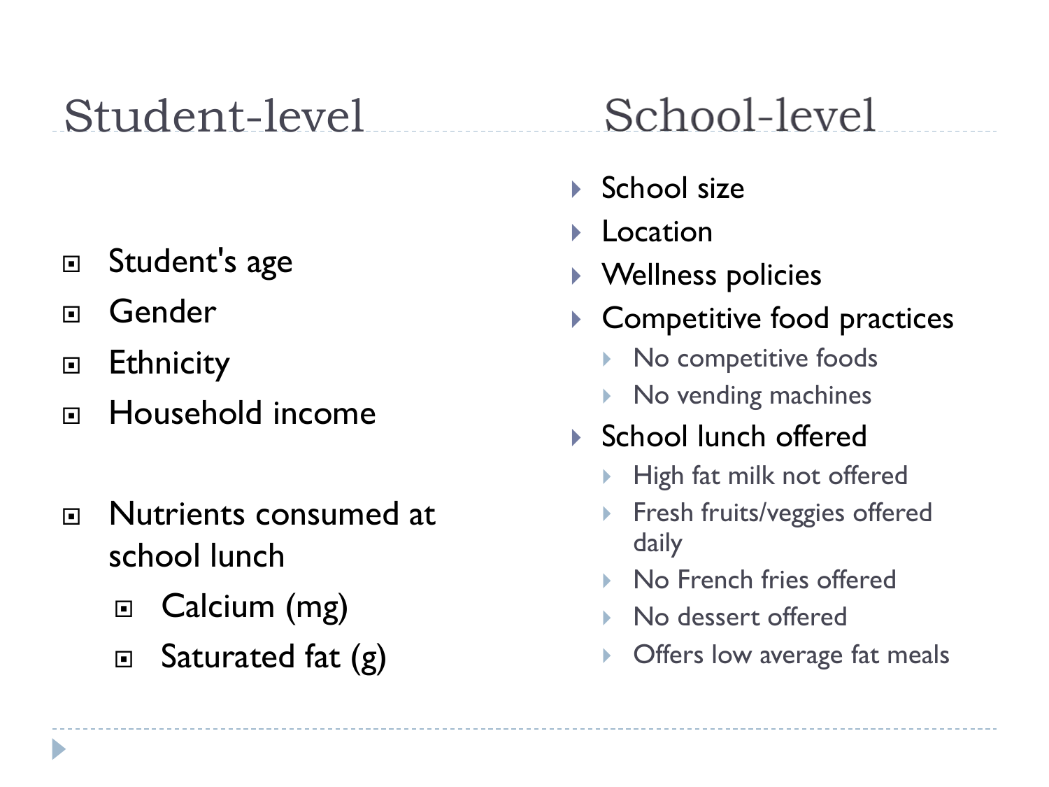## Student-level

- Student's age
- Gender
- Ethnicity
- Household income

- Nutrients consumed at school lunch
  - Calcium (mg)
  - Saturated fat (g)

## School-level

- School size
- Location
- Wellness policies
- Competitive food practices
  - No competitive foods
  - No vending machines
- School lunch offered
  - High fat milk not offered
  - Fresh fruits/veggies offered daily
  - No French fries offered
  - No dessert offered
  - Offers low average fat meals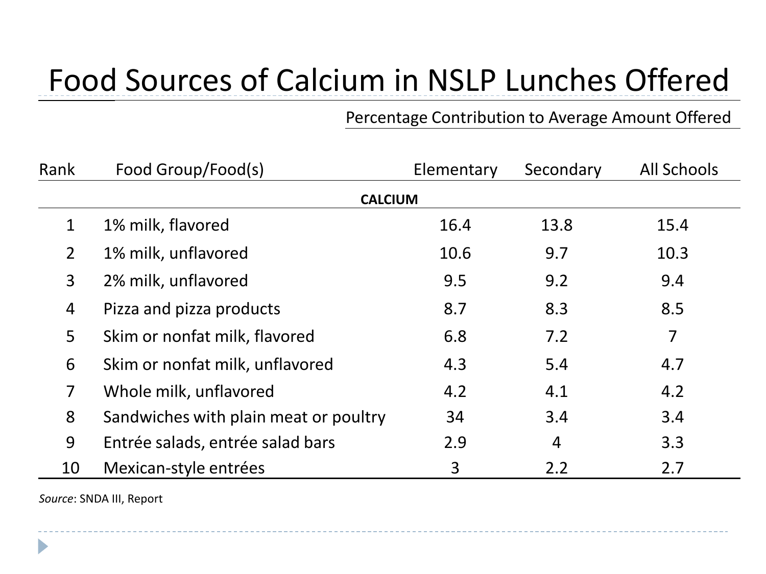# Food Sources of Calcium in NSLP Lunches Offered

| Rank | Food Group/Food(s) | Percentage Contribution to Average Amount Offered | | |
|---|---|---|---|---|
| | | Elementary | Secondary | All Schools |
| | **CALCIUM** | | | |
| 1 | 1% milk, flavored | 16.4 | 13.8 | 15.4 |
| 2 | 1% milk, unflavored | 10.6 | 9.7 | 10.3 |
| 3 | 2% milk, unflavored | 9.5 | 9.2 | 9.4 |
| 4 | Pizza and pizza products | 8.7 | 8.3 | 8.5 |
| 5 | Skim or nonfat milk, flavored | 6.8 | 7.2 | 7 |
| 6 | Skim or nonfat milk, unflavored | 4.3 | 5.4 | 4.7 |
| 7 | Whole milk, unflavored | 4.2 | 4.1 | 4.2 |
| 8 | Sandwiches with plain meat or poultry | 34 | 3.4 | 3.4 |
| 9 | Entrée salads, entrée salad bars | 2.9 | 4 | 3.3 |
| 10 | Mexican-style entrées | 3 | 2.2 | 2.7 |

*Source*: SNDA III, Report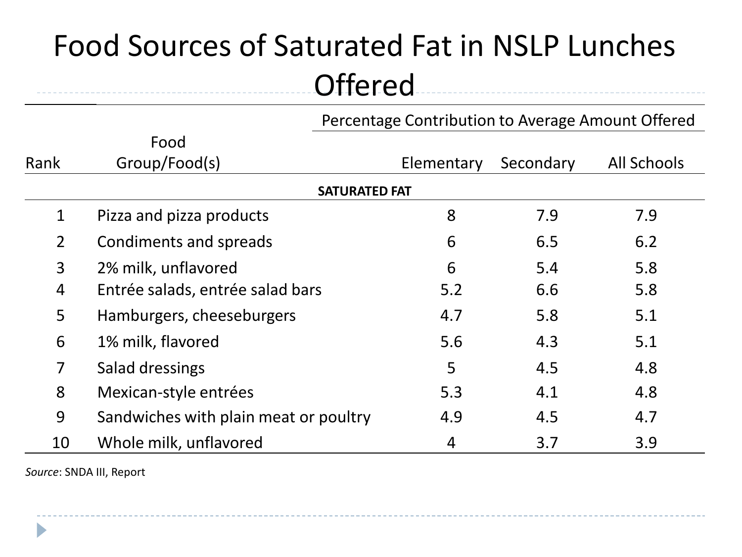# Food Sources of Saturated Fat in NSLP Lunches Offered

| Rank | Food Group/Food(s) | Percentage Contribution to Average Amount Offered | | |
|---|---|---|---|---|
| | | Elementary | Secondary | All Schools |
| | **SATURATED FAT** | | | |
| 1 | Pizza and pizza products | 8 | 7.9 | 7.9 |
| 2 | Condiments and spreads | 6 | 6.5 | 6.2 |
| 3 | 2% milk, unflavored | 6 | 5.4 | 5.8 |
| 4 | Entrée salads, entrée salad bars | 5.2 | 6.6 | 5.8 |
| 5 | Hamburgers, cheeseburgers | 4.7 | 5.8 | 5.1 |
| 6 | 1% milk, flavored | 5.6 | 4.3 | 5.1 |
| 7 | Salad dressings | 5 | 4.5 | 4.8 |
| 8 | Mexican-style entrées | 5.3 | 4.1 | 4.8 |
| 9 | Sandwiches with plain meat or poultry | 4.9 | 4.5 | 4.7 |
| 10 | Whole milk, unflavored | 4 | 3.7 | 3.9 |

*Source*: SNDA III, Report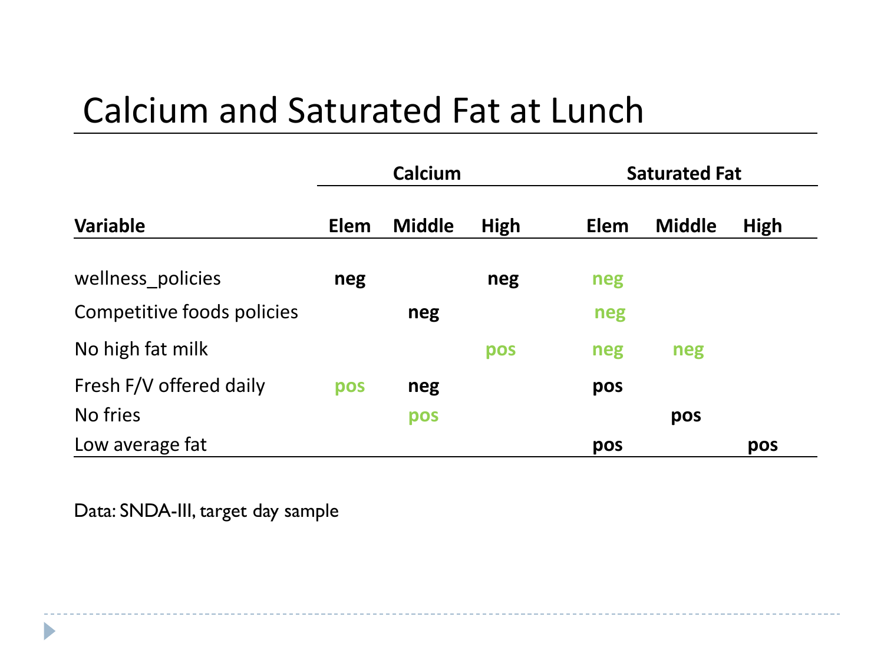# Calcium and Saturated Fat at Lunch

| | Calcium | | | Saturated Fat | | |
|---|---|---|---|---|---|---|
| **Variable** | **Elem** | **Middle** | **High** | **Elem** | **Middle** | **High** |
| wellness_policies | **neg** | | **neg** | **neg** | | |
| Competitive foods policies | | **neg** | | **neg** | | |
| No high fat milk | | | **pos** | **neg** | **neg** | |
| Fresh F/V offered daily | **pos** | **neg** | | **pos** | | |
| No fries | | **pos** | | | **pos** | |
| Low average fat | | | | **pos** | | **pos** |

Data: SNDA-III, target day sample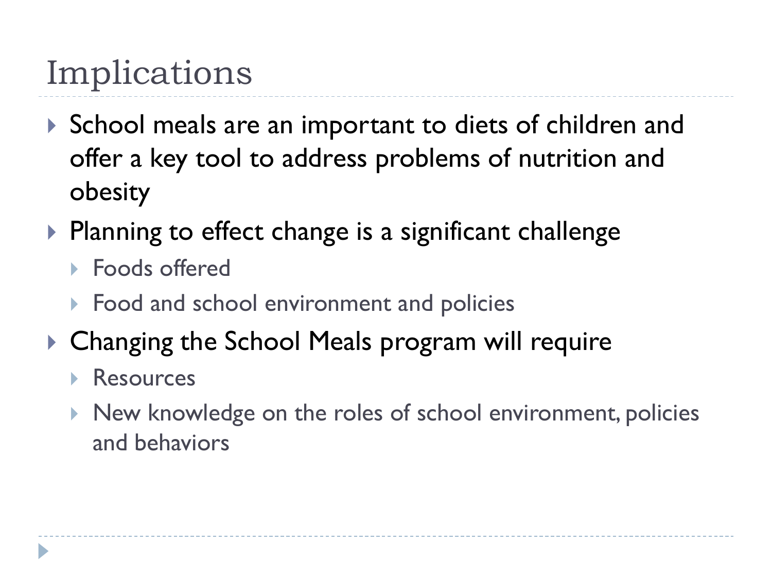# Implications

- School meals are an important to diets of children and offer a key tool to address problems of nutrition and obesity
- Planning to effect change is a significant challenge
  - Foods offered
  - Food and school environment and policies
- Changing the School Meals program will require
  - Resources
  - New knowledge on the roles of school environment, policies and behaviors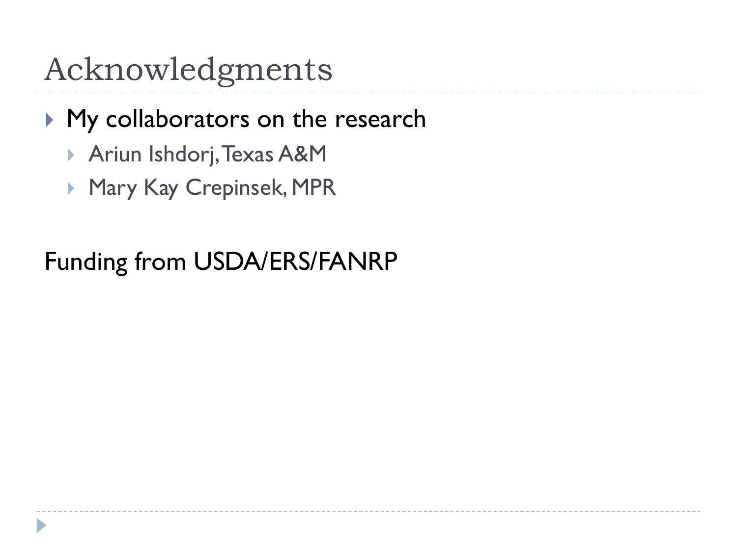# Acknowledgments

- My collaborators on the research
  - Ariun Ishdorj, Texas A&M
  - Mary Kay Crepinsek, MPR

Funding from USDA/ERS/FANRP